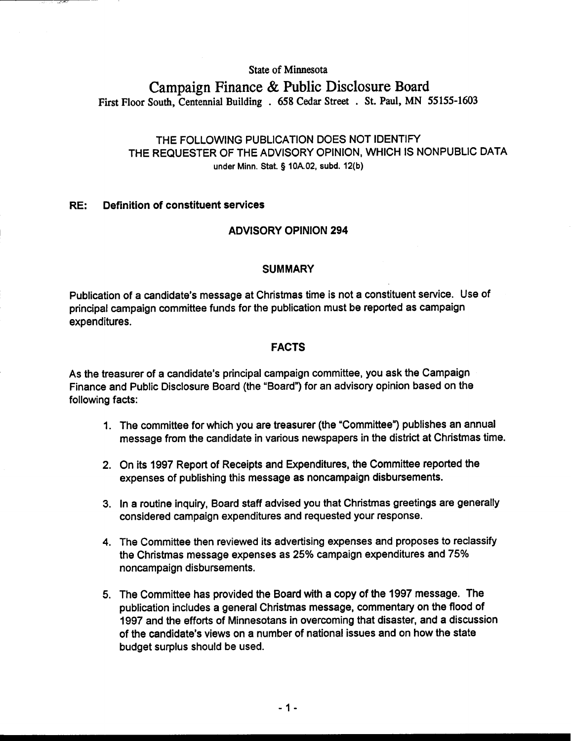State of Minnesota

# Campaign Finance & Public Disclosure Board

First Floor South, Centennial Building . 658 Cedar Street . St. Paul, MN 55155-1603

THE FOLLOWING PUBLICATION DOES NOT IDENTIFY THE REQUESTER OF THE ADVISORY OPINION, WHICH IS NONPUBLIC DATA under Minn. Stat. § 10A.02, subd. 12(b)

**RE: Definition of constituent services**

## ADVISORY OPINION 294

### SUMMARY

Publication of a candidate's message at Christmas time is not a constituent service. Use of principal campaign committee funds for the publication must be reported as campaign expenditures.

### FACTS

As the treasurer of a candidate's principal campaign committee, you ask the Campaign Finance and Public Disclosure Board (the "Board") for an advisory opinion based on the following facts:

1. The committee for which you are treasurer (the "Committee") publishes an annual message from the candidate in various newspapers in the district at Christmas time.

2. On its 1997 Report of Receipts and Expenditures, the Committee reported the expenses of publishing this message as noncampaign disbursements.

3. In a routine inquiry, Board staff advised you that Christmas greetings are generally considered campaign expenditures and requested your response.

4. The Committee then reviewed its advertising expenses and proposes to reclassify the Christmas message expenses as 25% campaign expenditures and 75% noncampaign disbursements.

5. The Committee has provided the Board with a copy of the 1997 message. The publication includes a general Christmas message, commentary on the flood of 1997 and the efforts of Minnesotans in overcoming that disaster, and a discussion of the candidate's views on a number of national issues and on how the state budget surplus should be used.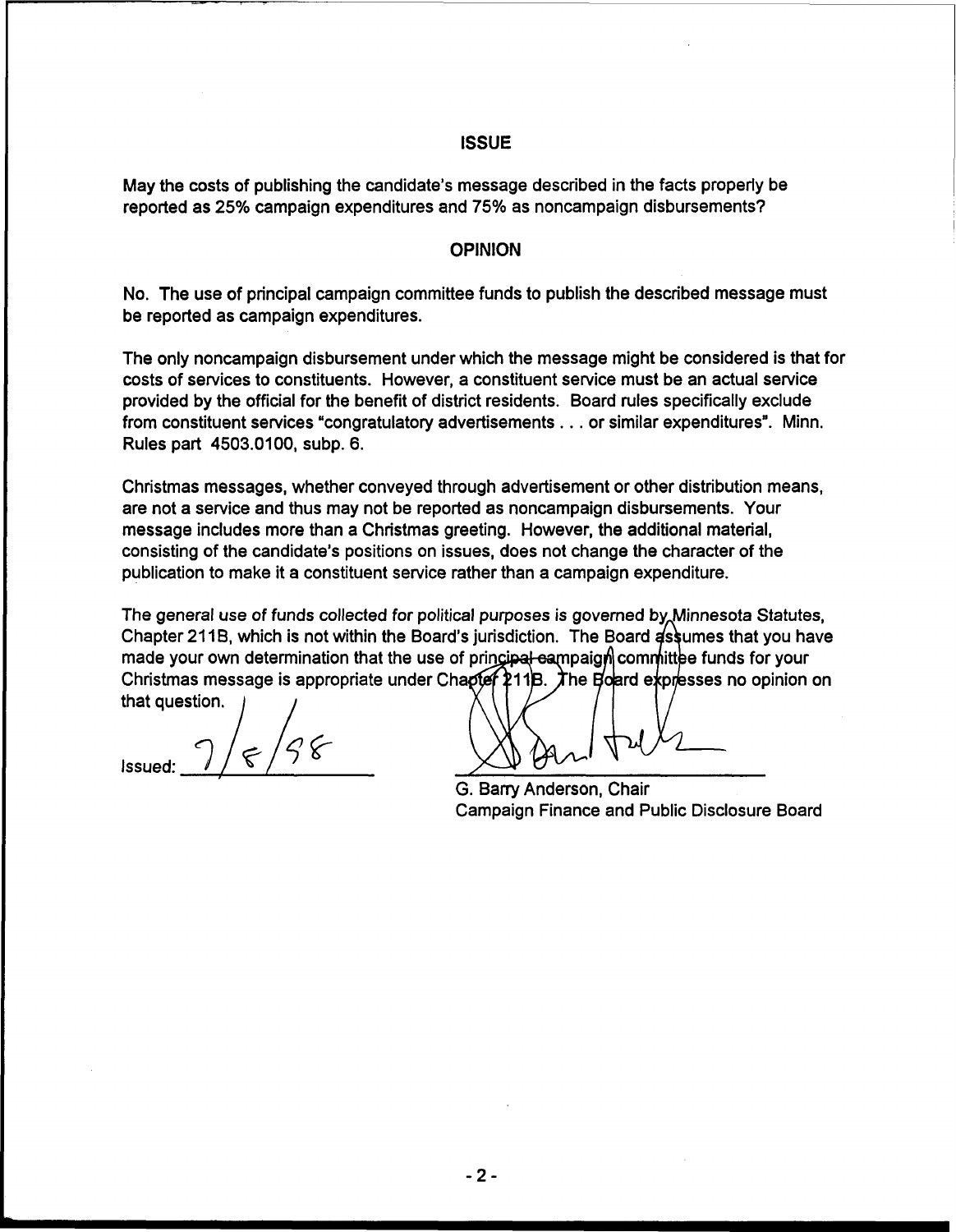## ISSUE

May the costs of publishing the candidate's message described in the facts properly be reported as 25% campaign expenditures and 75% as noncampaign disbursements?

## OPINION

No. The use of principal campaign committee funds to publish the described message must be reported as campaign expenditures.

The only noncampaign disbursement under which the message might be considered is that for costs of services to constituents. However, a constituent service must be an actual service provided by the official for the benefit of district residents. Board rules specifically exclude from constituent services "congratulatory advertisements . . . or similar expenditures". Minn. Rules part 4503.0100, subp. 6.

Christmas messages, whether conveyed through advertisement or other distribution means, are not a service and thus may not be reported as noncampaign disbursements. Your message includes more than a Christmas greeting. However, the additional material, consisting of the candidate's positions on issues, does not change the character of the publication to make it a constituent service rather than a campaign expenditure.

*The general use of funds collected for political purposes is governed by Minnesota Statutes, Chapter 211B, which is not within the Board's jurisdiction. The Board assumes that you have made your own determination that the use of principal campaign committee funds for your Christmas message is appropriate under Chapter 211B. The Board expresses no opinion on that question.*

Issued: 7/8/98

G. Barry Anderson, Chair
Campaign Finance and Public Disclosure Board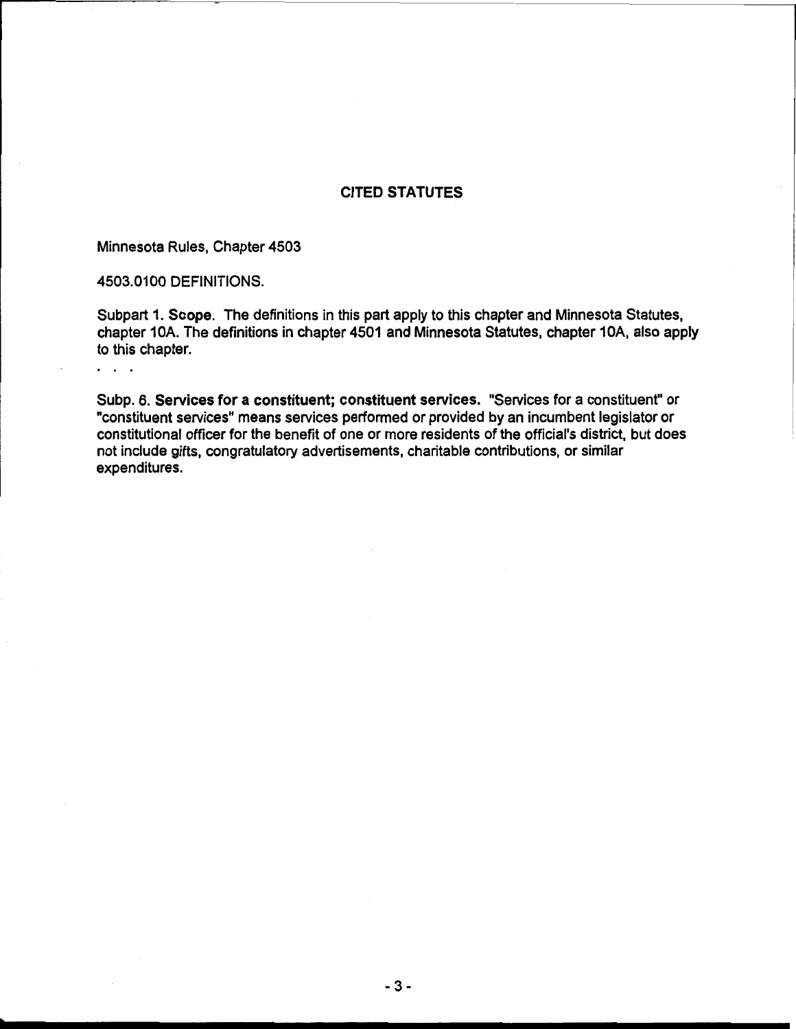## CITED STATUTES

Minnesota Rules, Chapter 4503

4503.0100 DEFINITIONS.

Subpart 1. **Scope.** The definitions in this part apply to this chapter and Minnesota Statutes, chapter 10A. The definitions in chapter 4501 and Minnesota Statutes, chapter 10A, also apply to this chapter.

. . .

Subp. 6. **Services for a constituent; constituent services.** "Services for a constituent" or "constituent services" means services performed or provided by an incumbent legislator or constitutional officer for the benefit of one or more residents of the official's district, but does not include gifts, congratulatory advertisements, charitable contributions, or similar expenditures.